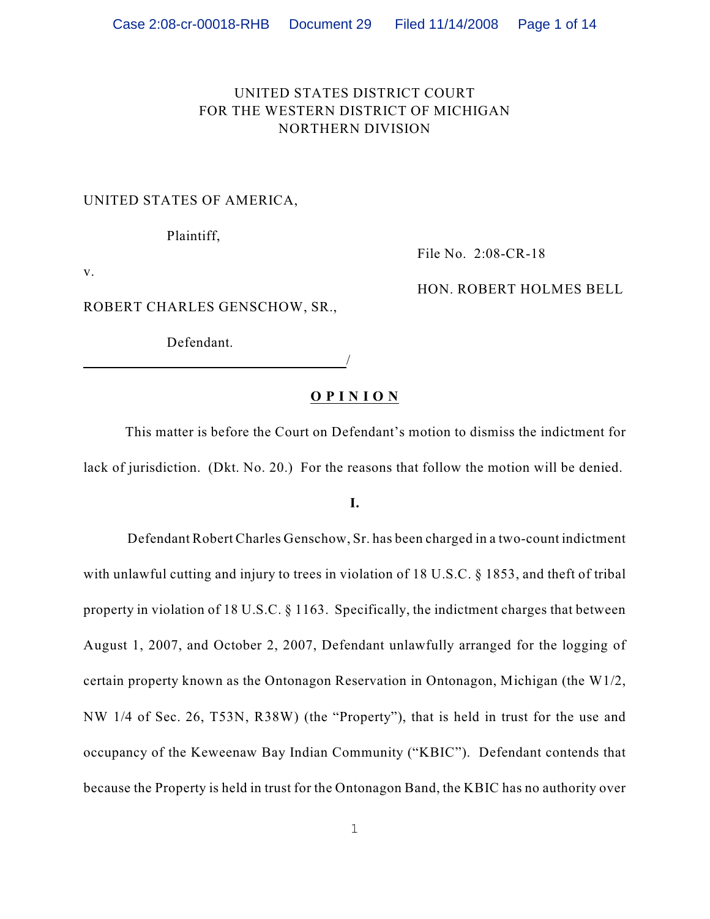UNITED STATES DISTRICT COURT
FOR THE WESTERN DISTRICT OF MICHIGAN
NORTHERN DIVISION

UNITED STATES OF AMERICA,

Plaintiff,

v.

ROBERT CHARLES GENSCHOW, SR.,

Defendant.

File No. 2:08-CR-18

HON. ROBERT HOLMES BELL

## O P I N I O N

This matter is before the Court on Defendant's motion to dismiss the indictment for lack of jurisdiction. (Dkt. No. 20.) For the reasons that follow the motion will be denied.

### I.

Defendant Robert Charles Genschow, Sr. has been charged in a two-count indictment with unlawful cutting and injury to trees in violation of 18 U.S.C. § 1853, and theft of tribal property in violation of 18 U.S.C. § 1163. Specifically, the indictment charges that between August 1, 2007, and October 2, 2007, Defendant unlawfully arranged for the logging of certain property known as the Ontonagon Reservation in Ontonagon, Michigan (the W1/2, NW 1/4 of Sec. 26, T53N, R38W) (the "Property"), that is held in trust for the use and occupancy of the Keweenaw Bay Indian Community ("KBIC"). Defendant contends that because the Property is held in trust for the Ontonagon Band, the KBIC has no authority over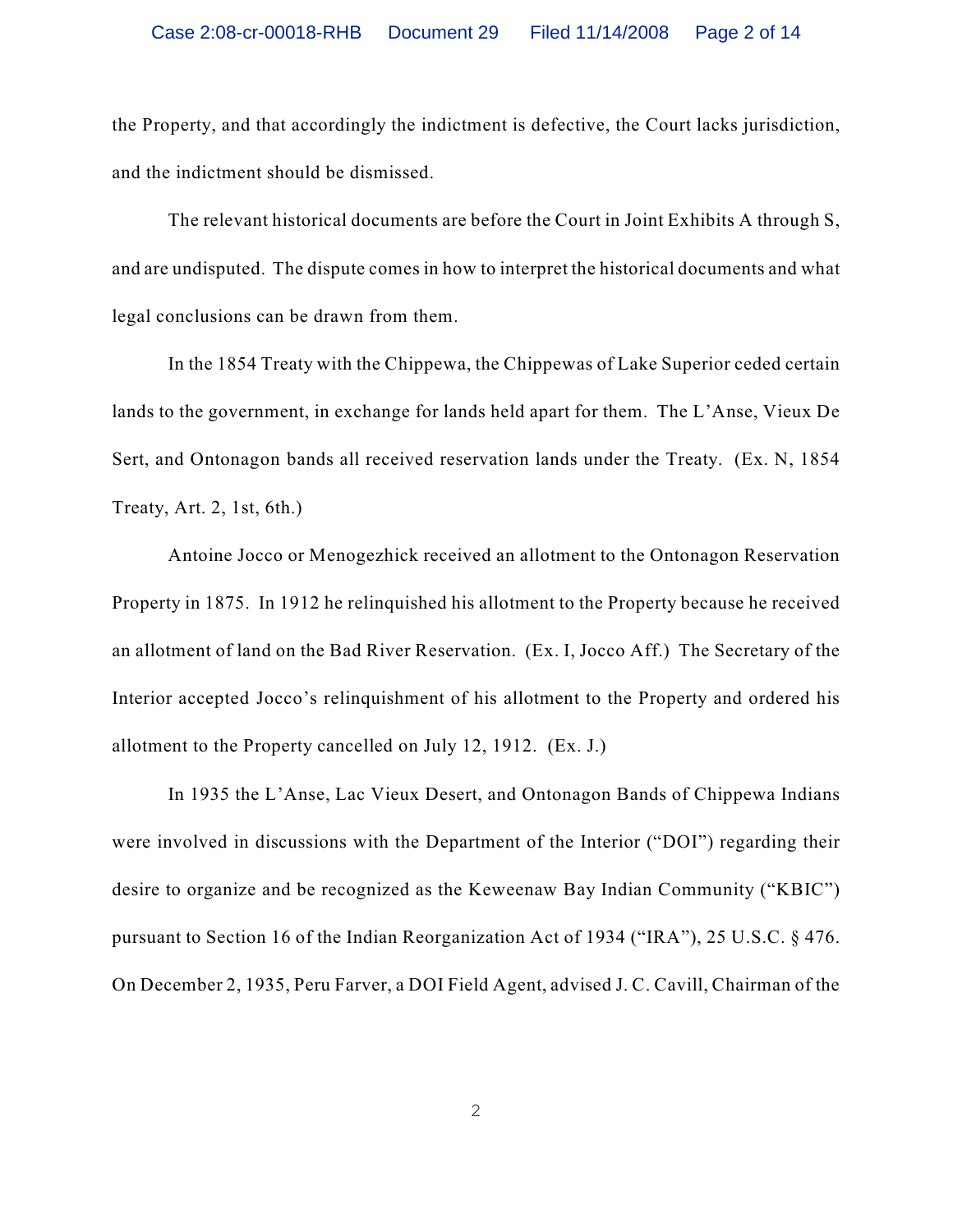the Property, and that accordingly the indictment is defective, the Court lacks jurisdiction, and the indictment should be dismissed.

The relevant historical documents are before the Court in Joint Exhibits A through S, and are undisputed. The dispute comes in how to interpret the historical documents and what legal conclusions can be drawn from them.

In the 1854 Treaty with the Chippewa, the Chippewas of Lake Superior ceded certain lands to the government, in exchange for lands held apart for them. The L'Anse, Vieux De Sert, and Ontonagon bands all received reservation lands under the Treaty. (Ex. N, 1854 Treaty, Art. 2, 1st, 6th.)

Antoine Jocco or Menogezhick received an allotment to the Ontonagon Reservation Property in 1875. In 1912 he relinquished his allotment to the Property because he received an allotment of land on the Bad River Reservation. (Ex. I, Jocco Aff.) The Secretary of the Interior accepted Jocco's relinquishment of his allotment to the Property and ordered his allotment to the Property cancelled on July 12, 1912. (Ex. J.)

In 1935 the L'Anse, Lac Vieux Desert, and Ontonagon Bands of Chippewa Indians were involved in discussions with the Department of the Interior ("DOI") regarding their desire to organize and be recognized as the Keweenaw Bay Indian Community ("KBIC") pursuant to Section 16 of the Indian Reorganization Act of 1934 ("IRA"), 25 U.S.C. § 476. On December 2, 1935, Peru Farver, a DOI Field Agent, advised J. C. Cavill, Chairman of the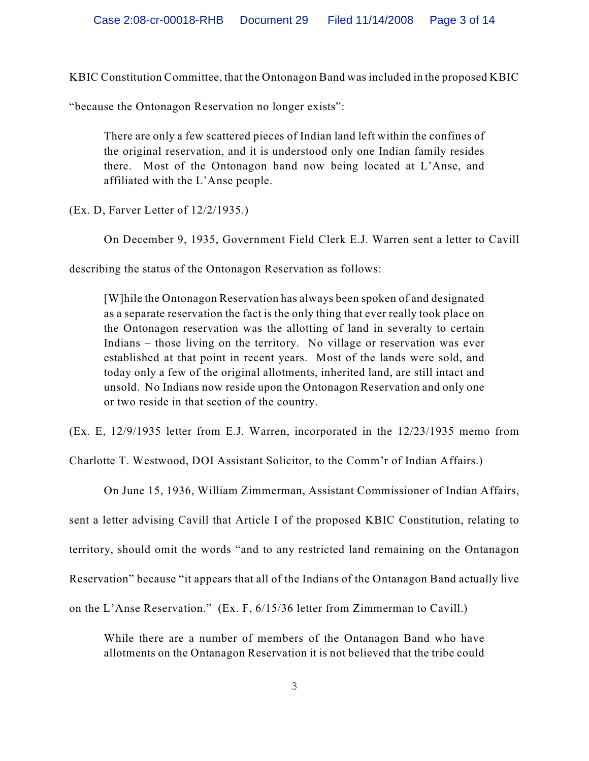KBIC Constitution Committee, that the Ontonagon Band was included in the proposed KBIC "because the Ontonagon Reservation no longer exists":

> There are only a few scattered pieces of Indian land left within the confines of the original reservation, and it is understood only one Indian family resides there. Most of the Ontonagon band now being located at L'Anse, and affiliated with the L'Anse people.

(Ex. D, Farver Letter of 12/2/1935.)

On December 9, 1935, Government Field Clerk E.J. Warren sent a letter to Cavill describing the status of the Ontonagon Reservation as follows:

> [W]hile the Ontonagon Reservation has always been spoken of and designated as a separate reservation the fact is the only thing that ever really took place on the Ontonagon reservation was the allotting of land in severalty to certain Indians – those living on the territory. No village or reservation was ever established at that point in recent years. Most of the lands were sold, and today only a few of the original allotments, inherited land, are still intact and unsold. No Indians now reside upon the Ontonagon Reservation and only one or two reside in that section of the country.

(Ex. E, 12/9/1935 letter from E.J. Warren, incorporated in the 12/23/1935 memo from Charlotte T. Westwood, DOI Assistant Solicitor, to the Comm'r of Indian Affairs.)

On June 15, 1936, William Zimmerman, Assistant Commissioner of Indian Affairs, sent a letter advising Cavill that Article I of the proposed KBIC Constitution, relating to territory, should omit the words "and to any restricted land remaining on the Ontanagon Reservation" because "it appears that all of the Indians of the Ontanagon Band actually live on the L'Anse Reservation." (Ex. F, 6/15/36 letter from Zimmerman to Cavill.)

> While there are a number of members of the Ontanagon Band who have allotments on the Ontanagon Reservation it is not believed that the tribe could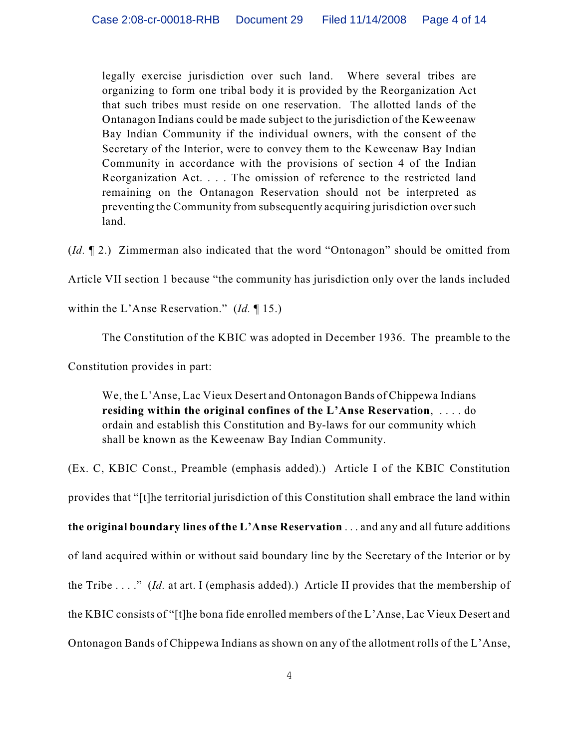> legally exercise jurisdiction over such land. Where several tribes are organizing to form one tribal body it is provided by the Reorganization Act that such tribes must reside on one reservation. The allotted lands of the Ontanagon Indians could be made subject to the jurisdiction of the Keweenaw Bay Indian Community if the individual owners, with the consent of the Secretary of the Interior, were to convey them to the Keweenaw Bay Indian Community in accordance with the provisions of section 4 of the Indian Reorganization Act. . . . The omission of reference to the restricted land remaining on the Ontanagon Reservation should not be interpreted as preventing the Community from subsequently acquiring jurisdiction over such land.

(*Id.* ¶ 2.) Zimmerman also indicated that the word "Ontonagon" should be omitted from Article VII section 1 because "the community has jurisdiction only over the lands included within the L'Anse Reservation." (*Id.* ¶ 15.)

The Constitution of the KBIC was adopted in December 1936. The preamble to the Constitution provides in part:

> We, the L'Anse, Lac Vieux Desert and Ontonagon Bands of Chippewa Indians **residing within the original confines of the L'Anse Reservation**, . . . . do ordain and establish this Constitution and By-laws for our community which shall be known as the Keweenaw Bay Indian Community.

(Ex. C, KBIC Const., Preamble (emphasis added).) Article I of the KBIC Constitution provides that "[t]he territorial jurisdiction of this Constitution shall embrace the land within **the original boundary lines of the L'Anse Reservation** . . . and any and all future additions of land acquired within or without said boundary line by the Secretary of the Interior or by the Tribe . . . ." (*Id.* at art. I (emphasis added).) Article II provides that the membership of the KBIC consists of "[t]he bona fide enrolled members of the L'Anse, Lac Vieux Desert and Ontonagon Bands of Chippewa Indians as shown on any of the allotment rolls of the L'Anse,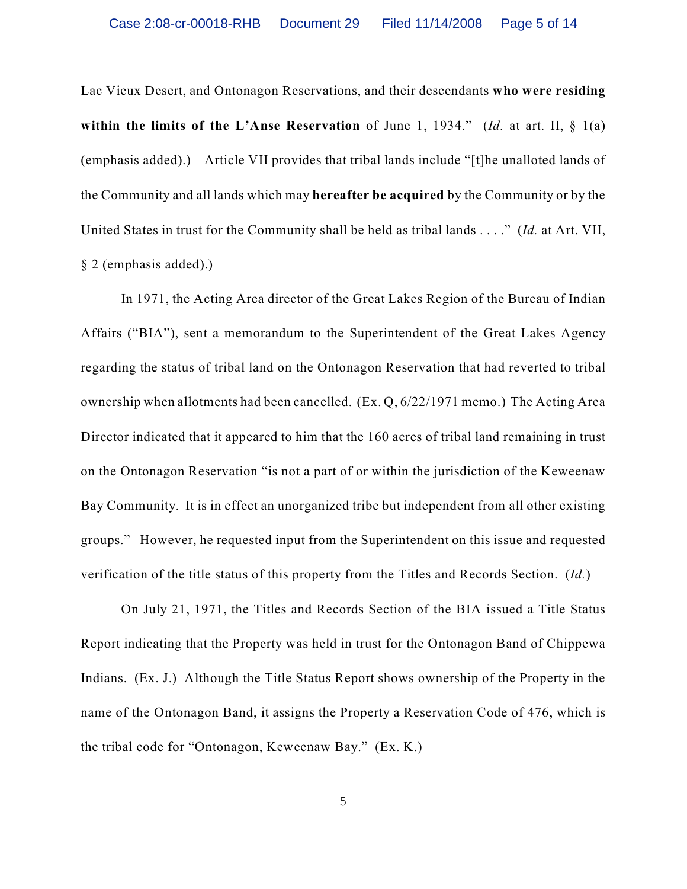Lac Vieux Desert, and Ontonagon Reservations, and their descendants **who were residing within the limits of the L'Anse Reservation** of June 1, 1934." (*Id.* at art. II, § 1(a) (emphasis added).) Article VII provides that tribal lands include "[t]he unalloted lands of the Community and all lands which may **hereafter be acquired** by the Community or by the United States in trust for the Community shall be held as tribal lands . . . ." (*Id.* at Art. VII, § 2 (emphasis added).)

In 1971, the Acting Area director of the Great Lakes Region of the Bureau of Indian Affairs ("BIA"), sent a memorandum to the Superintendent of the Great Lakes Agency regarding the status of tribal land on the Ontonagon Reservation that had reverted to tribal ownership when allotments had been cancelled. (Ex. Q, 6/22/1971 memo.) The Acting Area Director indicated that it appeared to him that the 160 acres of tribal land remaining in trust on the Ontonagon Reservation "is not a part of or within the jurisdiction of the Keweenaw Bay Community. It is in effect an unorganized tribe but independent from all other existing groups." However, he requested input from the Superintendent on this issue and requested verification of the title status of this property from the Titles and Records Section. (*Id.*)

On July 21, 1971, the Titles and Records Section of the BIA issued a Title Status Report indicating that the Property was held in trust for the Ontonagon Band of Chippewa Indians. (Ex. J.) Although the Title Status Report shows ownership of the Property in the name of the Ontonagon Band, it assigns the Property a Reservation Code of 476, which is the tribal code for "Ontonagon, Keweenaw Bay." (Ex. K.)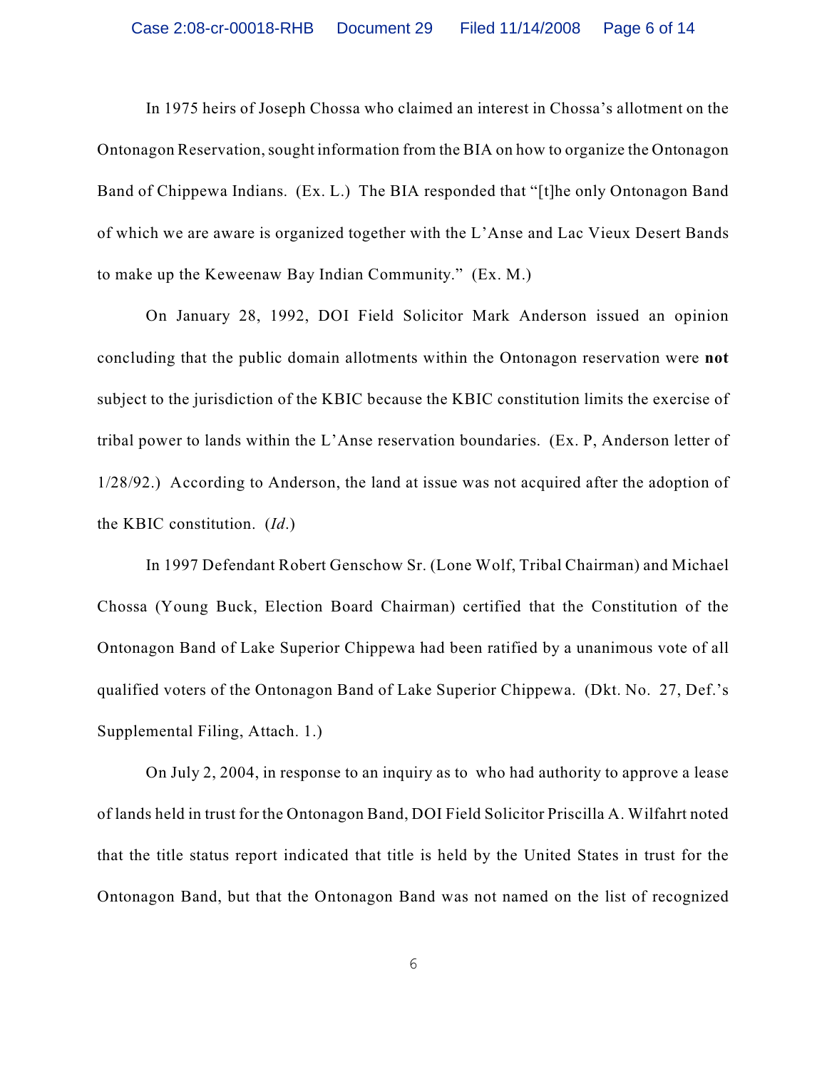In 1975 heirs of Joseph Chossa who claimed an interest in Chossa's allotment on the Ontonagon Reservation, sought information from the BIA on how to organize the Ontonagon Band of Chippewa Indians. (Ex. L.) The BIA responded that "[t]he only Ontonagon Band of which we are aware is organized together with the L'Anse and Lac Vieux Desert Bands to make up the Keweenaw Bay Indian Community." (Ex. M.)

On January 28, 1992, DOI Field Solicitor Mark Anderson issued an opinion concluding that the public domain allotments within the Ontonagon reservation were **not** subject to the jurisdiction of the KBIC because the KBIC constitution limits the exercise of tribal power to lands within the L'Anse reservation boundaries. (Ex. P, Anderson letter of 1/28/92.) According to Anderson, the land at issue was not acquired after the adoption of the KBIC constitution. (*Id*.)

In 1997 Defendant Robert Genschow Sr. (Lone Wolf, Tribal Chairman) and Michael Chossa (Young Buck, Election Board Chairman) certified that the Constitution of the Ontonagon Band of Lake Superior Chippewa had been ratified by a unanimous vote of all qualified voters of the Ontonagon Band of Lake Superior Chippewa. (Dkt. No. 27, Def.'s Supplemental Filing, Attach. 1.)

On July 2, 2004, in response to an inquiry as to who had authority to approve a lease of lands held in trust for the Ontonagon Band, DOI Field Solicitor Priscilla A. Wilfahrt noted that the title status report indicated that title is held by the United States in trust for the Ontonagon Band, but that the Ontonagon Band was not named on the list of recognized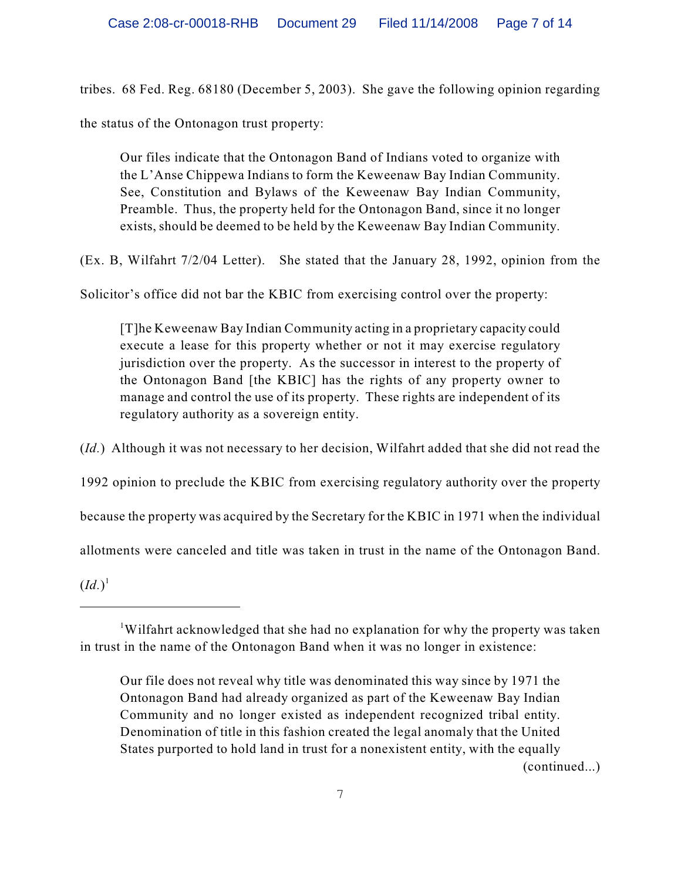tribes. 68 Fed. Reg. 68180 (December 5, 2003). She gave the following opinion regarding the status of the Ontonagon trust property:

> Our files indicate that the Ontonagon Band of Indians voted to organize with the L'Anse Chippewa Indians to form the Keweenaw Bay Indian Community. See, Constitution and Bylaws of the Keweenaw Bay Indian Community, Preamble. Thus, the property held for the Ontonagon Band, since it no longer exists, should be deemed to be held by the Keweenaw Bay Indian Community.

(Ex. B, Wilfahrt 7/2/04 Letter). She stated that the January 28, 1992, opinion from the Solicitor's office did not bar the KBIC from exercising control over the property:

> [T]he Keweenaw Bay Indian Community acting in a proprietary capacity could execute a lease for this property whether or not it may exercise regulatory jurisdiction over the property. As the successor in interest to the property of the Ontonagon Band [the KBIC] has the rights of any property owner to manage and control the use of its property. These rights are independent of its regulatory authority as a sovereign entity.

(*Id.*) Although it was not necessary to her decision, Wilfahrt added that she did not read the 1992 opinion to preclude the KBIC from exercising regulatory authority over the property because the property was acquired by the Secretary for the KBIC in 1971 when the individual allotments were canceled and title was taken in trust in the name of the Ontonagon Band. (*Id.*)[1]

---

[1] Wilfahrt acknowledged that she had no explanation for why the property was taken in trust in the name of the Ontonagon Band when it was no longer in existence:

> Our file does not reveal why title was denominated this way since by 1971 the Ontonagon Band had already organized as part of the Keweenaw Bay Indian Community and no longer existed as independent recognized tribal entity. Denomination of title in this fashion created the legal anomaly that the United States purported to hold land in trust for a nonexistent entity, with the equally

(continued...)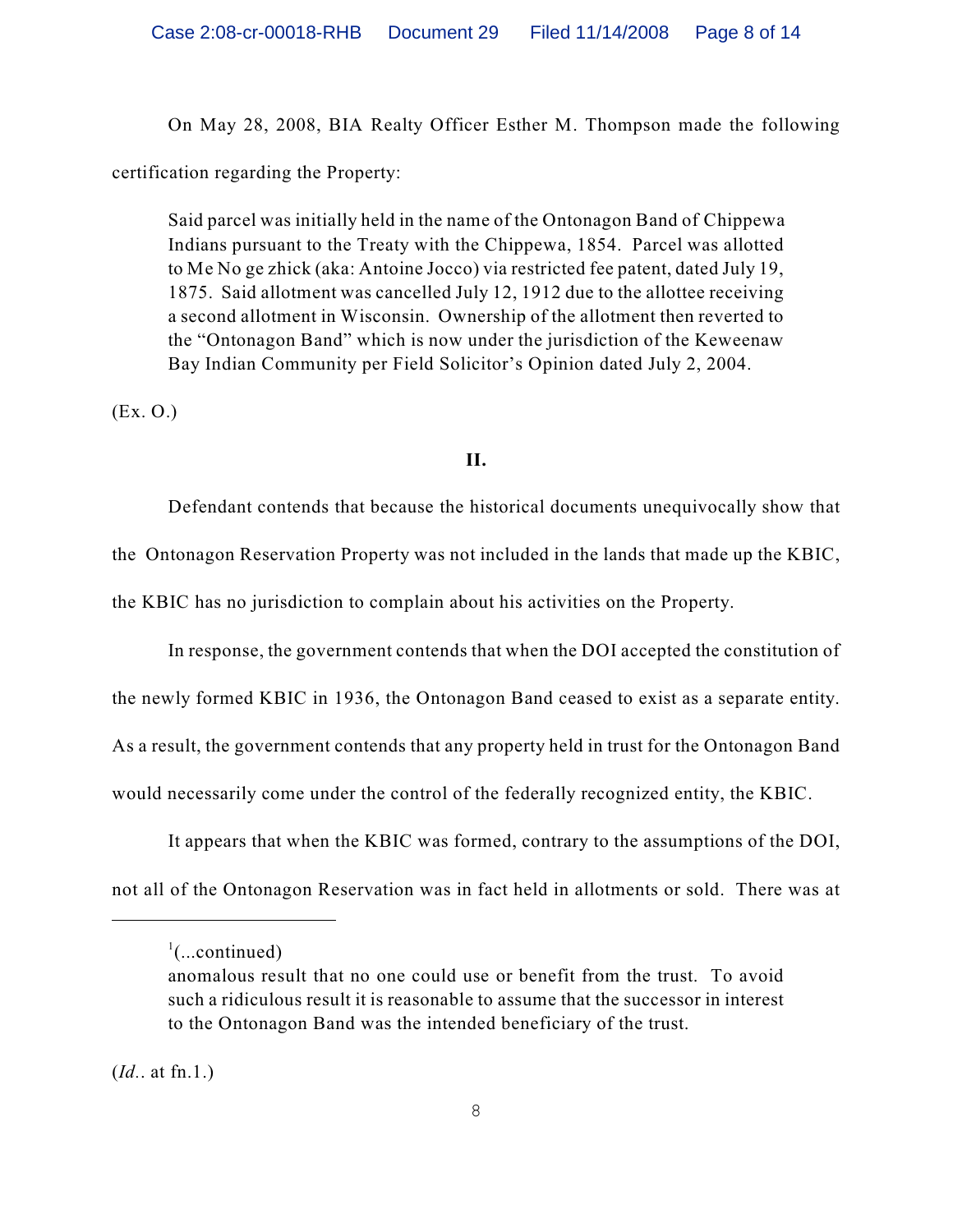On May 28, 2008, BIA Realty Officer Esther M. Thompson made the following certification regarding the Property:

> Said parcel was initially held in the name of the Ontonagon Band of Chippewa Indians pursuant to the Treaty with the Chippewa, 1854. Parcel was allotted to Me No ge zhick (aka: Antoine Jocco) via restricted fee patent, dated July 19, 1875. Said allotment was cancelled July 12, 1912 due to the allottee receiving a second allotment in Wisconsin. Ownership of the allotment then reverted to the "Ontonagon Band" which is now under the jurisdiction of the Keweenaw Bay Indian Community per Field Solicitor's Opinion dated July 2, 2004.

(Ex. O.)

**II.**

Defendant contends that because the historical documents unequivocally show that the Ontonagon Reservation Property was not included in the lands that made up the KBIC, the KBIC has no jurisdiction to complain about his activities on the Property.

In response, the government contends that when the DOI accepted the constitution of the newly formed KBIC in 1936, the Ontonagon Band ceased to exist as a separate entity. As a result, the government contends that any property held in trust for the Ontonagon Band would necessarily come under the control of the federally recognized entity, the KBIC.

It appears that when the KBIC was formed, contrary to the assumptions of the DOI, not all of the Ontonagon Reservation was in fact held in allotments or sold. There was at

---

[1](...continued)

> anomalous result that no one could use or benefit from the trust. To avoid such a ridiculous result it is reasonable to assume that the successor in interest to the Ontonagon Band was the intended beneficiary of the trust.

(*Id.*. at fn.1.)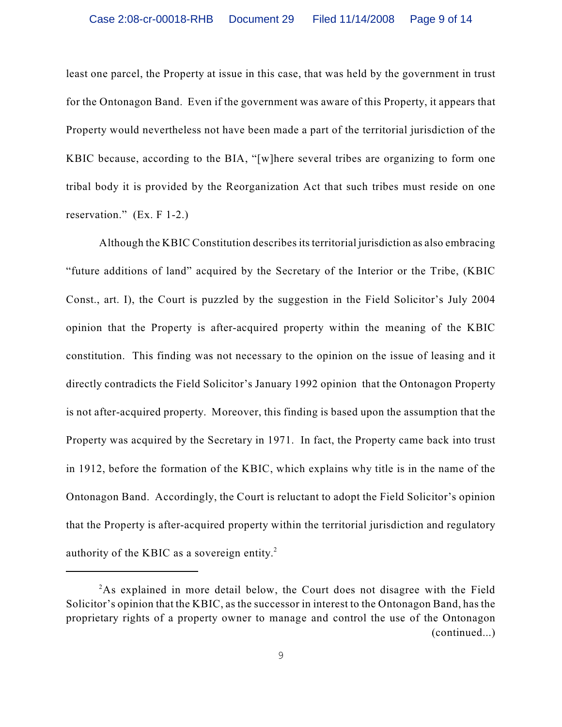least one parcel, the Property at issue in this case, that was held by the government in trust for the Ontonagon Band. Even if the government was aware of this Property, it appears that Property would nevertheless not have been made a part of the territorial jurisdiction of the KBIC because, according to the BIA, "[w]here several tribes are organizing to form one tribal body it is provided by the Reorganization Act that such tribes must reside on one reservation." (Ex. F 1-2.)

Although the KBIC Constitution describes its territorial jurisdiction as also embracing "future additions of land" acquired by the Secretary of the Interior or the Tribe, (KBIC Const., art. I), the Court is puzzled by the suggestion in the Field Solicitor's July 2004 opinion that the Property is after-acquired property within the meaning of the KBIC constitution. This finding was not necessary to the opinion on the issue of leasing and it directly contradicts the Field Solicitor's January 1992 opinion that the Ontonagon Property is not after-acquired property. Moreover, this finding is based upon the assumption that the Property was acquired by the Secretary in 1971. In fact, the Property came back into trust in 1912, before the formation of the KBIC, which explains why title is in the name of the Ontonagon Band. Accordingly, the Court is reluctant to adopt the Field Solicitor's opinion that the Property is after-acquired property within the territorial jurisdiction and regulatory authority of the KBIC as a sovereign entity.[2]

---

[2]As explained in more detail below, the Court does not disagree with the Field Solicitor's opinion that the KBIC, as the successor in interest to the Ontonagon Band, has the proprietary rights of a property owner to manage and control the use of the Ontonagon (continued...)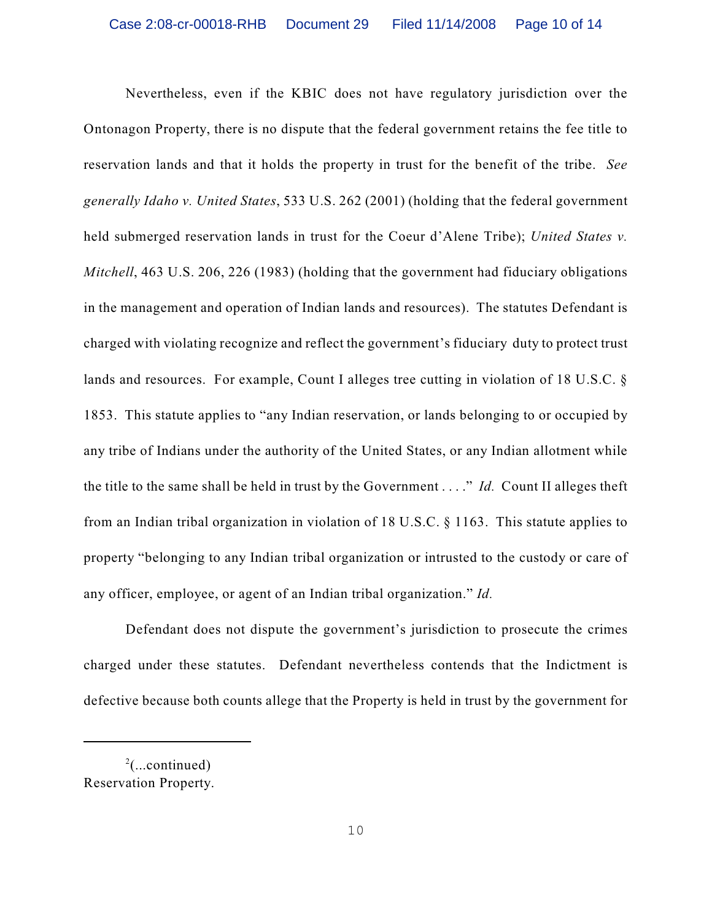Nevertheless, even if the KBIC does not have regulatory jurisdiction over the Ontonagon Property, there is no dispute that the federal government retains the fee title to reservation lands and that it holds the property in trust for the benefit of the tribe. *See generally Idaho v. United States*, 533 U.S. 262 (2001) (holding that the federal government held submerged reservation lands in trust for the Coeur d'Alene Tribe); *United States v. Mitchell*, 463 U.S. 206, 226 (1983) (holding that the government had fiduciary obligations in the management and operation of Indian lands and resources). The statutes Defendant is charged with violating recognize and reflect the government's fiduciary duty to protect trust lands and resources. For example, Count I alleges tree cutting in violation of 18 U.S.C. § 1853. This statute applies to "any Indian reservation, or lands belonging to or occupied by any tribe of Indians under the authority of the United States, or any Indian allotment while the title to the same shall be held in trust by the Government . . . ." *Id.* Count II alleges theft from an Indian tribal organization in violation of 18 U.S.C. § 1163. This statute applies to property "belonging to any Indian tribal organization or intrusted to the custody or care of any officer, employee, or agent of an Indian tribal organization." *Id.*

Defendant does not dispute the government's jurisdiction to prosecute the crimes charged under these statutes. Defendant nevertheless contends that the Indictment is defective because both counts allege that the Property is held in trust by the government for

---

[2](...continued)
Reservation Property.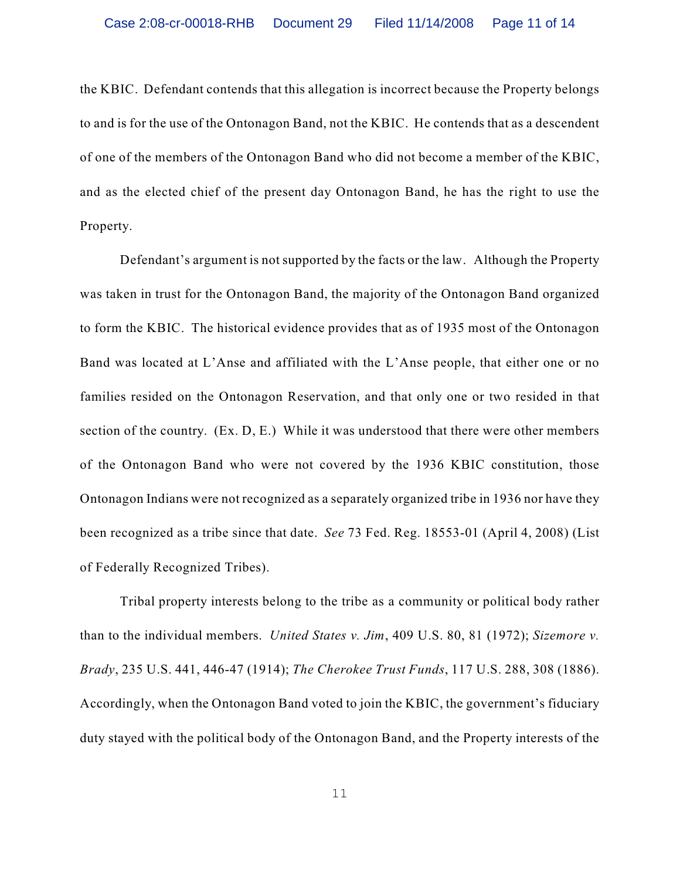the KBIC. Defendant contends that this allegation is incorrect because the Property belongs to and is for the use of the Ontonagon Band, not the KBIC. He contends that as a descendent of one of the members of the Ontonagon Band who did not become a member of the KBIC, and as the elected chief of the present day Ontonagon Band, he has the right to use the Property.

Defendant's argument is not supported by the facts or the law. Although the Property was taken in trust for the Ontonagon Band, the majority of the Ontonagon Band organized to form the KBIC. The historical evidence provides that as of 1935 most of the Ontonagon Band was located at L'Anse and affiliated with the L'Anse people, that either one or no families resided on the Ontonagon Reservation, and that only one or two resided in that section of the country. (Ex. D, E.) While it was understood that there were other members of the Ontonagon Band who were not covered by the 1936 KBIC constitution, those Ontonagon Indians were not recognized as a separately organized tribe in 1936 nor have they been recognized as a tribe since that date. *See* 73 Fed. Reg. 18553-01 (April 4, 2008) (List of Federally Recognized Tribes).

Tribal property interests belong to the tribe as a community or political body rather than to the individual members. *United States v. Jim*, 409 U.S. 80, 81 (1972); *Sizemore v. Brady*, 235 U.S. 441, 446-47 (1914); *The Cherokee Trust Funds*, 117 U.S. 288, 308 (1886). Accordingly, when the Ontonagon Band voted to join the KBIC, the government's fiduciary duty stayed with the political body of the Ontonagon Band, and the Property interests of the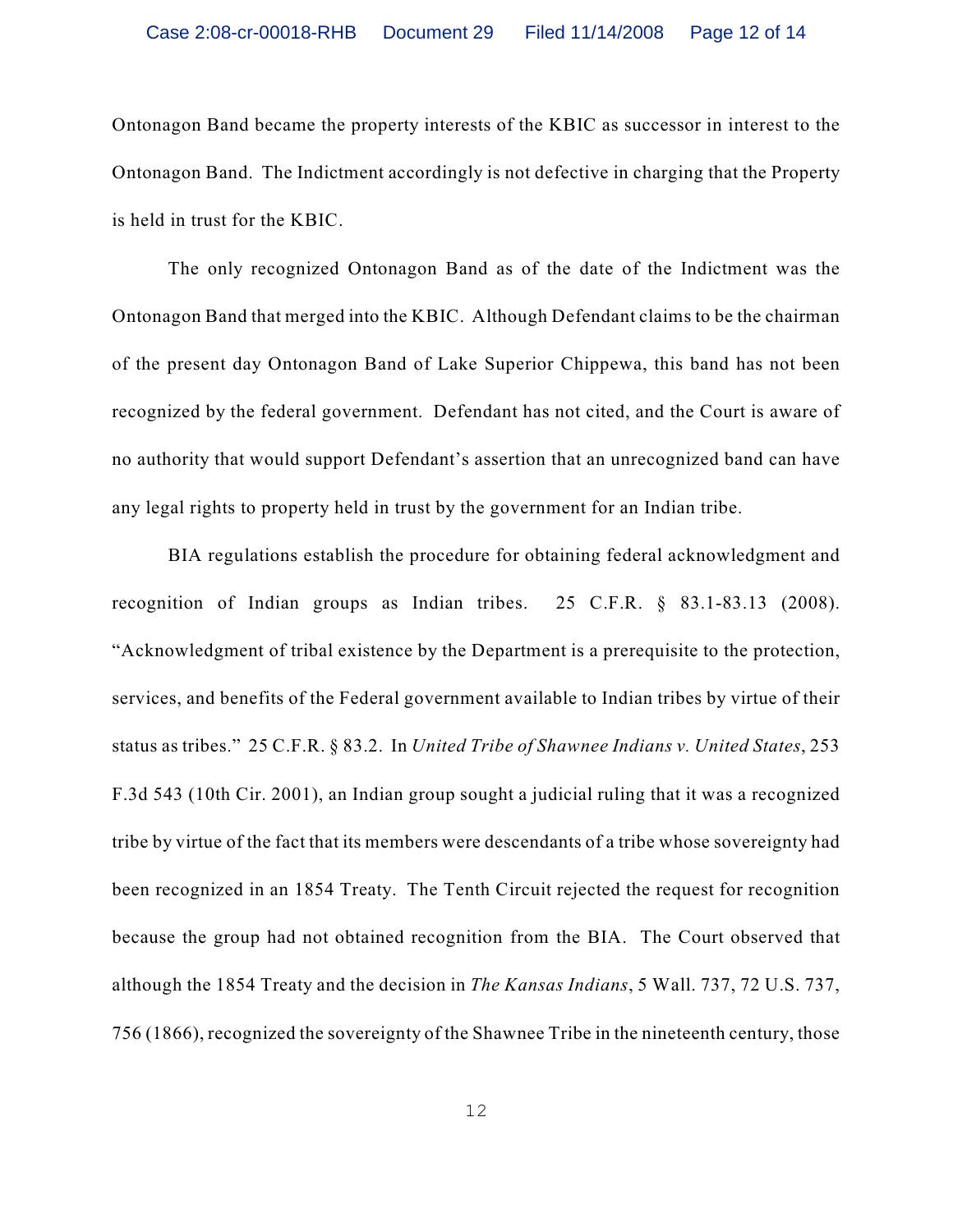Ontonagon Band became the property interests of the KBIC as successor in interest to the Ontonagon Band. The Indictment accordingly is not defective in charging that the Property is held in trust for the KBIC.

The only recognized Ontonagon Band as of the date of the Indictment was the Ontonagon Band that merged into the KBIC. Although Defendant claims to be the chairman of the present day Ontonagon Band of Lake Superior Chippewa, this band has not been recognized by the federal government. Defendant has not cited, and the Court is aware of no authority that would support Defendant's assertion that an unrecognized band can have any legal rights to property held in trust by the government for an Indian tribe.

BIA regulations establish the procedure for obtaining federal acknowledgment and recognition of Indian groups as Indian tribes. 25 C.F.R. § 83.1-83.13 (2008). "Acknowledgment of tribal existence by the Department is a prerequisite to the protection, services, and benefits of the Federal government available to Indian tribes by virtue of their status as tribes." 25 C.F.R. § 83.2. In *United Tribe of Shawnee Indians v. United States*, 253 F.3d 543 (10th Cir. 2001), an Indian group sought a judicial ruling that it was a recognized tribe by virtue of the fact that its members were descendants of a tribe whose sovereignty had been recognized in an 1854 Treaty. The Tenth Circuit rejected the request for recognition because the group had not obtained recognition from the BIA. The Court observed that although the 1854 Treaty and the decision in *The Kansas Indians*, 5 Wall. 737, 72 U.S. 737, 756 (1866), recognized the sovereignty of the Shawnee Tribe in the nineteenth century, those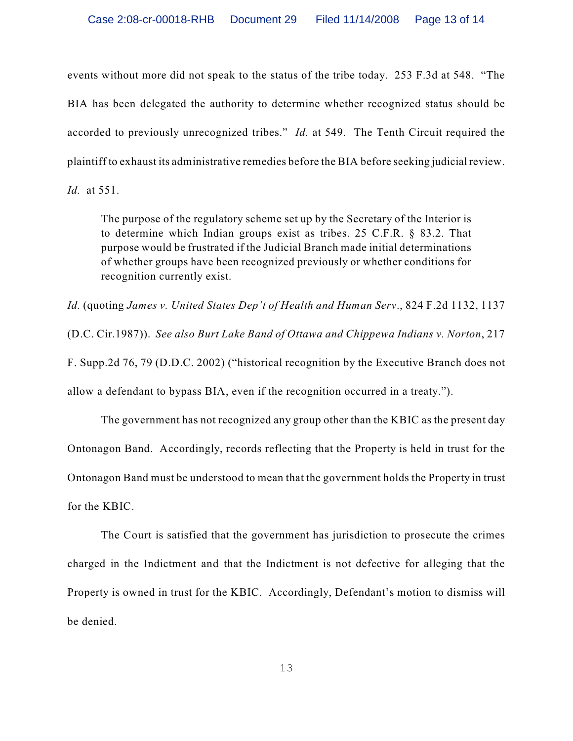events without more did not speak to the status of the tribe today. 253 F.3d at 548. "The BIA has been delegated the authority to determine whether recognized status should be accorded to previously unrecognized tribes." *Id.* at 549. The Tenth Circuit required the plaintiff to exhaust its administrative remedies before the BIA before seeking judicial review. *Id.* at 551.

> The purpose of the regulatory scheme set up by the Secretary of the Interior is to determine which Indian groups exist as tribes. 25 C.F.R. § 83.2. That purpose would be frustrated if the Judicial Branch made initial determinations of whether groups have been recognized previously or whether conditions for recognition currently exist.

*Id.* (quoting *James v. United States Dep't of Health and Human Serv*., 824 F.2d 1132, 1137 (D.C. Cir.1987)). *See also Burt Lake Band of Ottawa and Chippewa Indians v. Norton*, 217 F. Supp.2d 76, 79 (D.D.C. 2002) ("historical recognition by the Executive Branch does not allow a defendant to bypass BIA, even if the recognition occurred in a treaty.").

The government has not recognized any group other than the KBIC as the present day Ontonagon Band. Accordingly, records reflecting that the Property is held in trust for the Ontonagon Band must be understood to mean that the government holds the Property in trust for the KBIC.

The Court is satisfied that the government has jurisdiction to prosecute the crimes charged in the Indictment and that the Indictment is not defective for alleging that the Property is owned in trust for the KBIC. Accordingly, Defendant's motion to dismiss will be denied.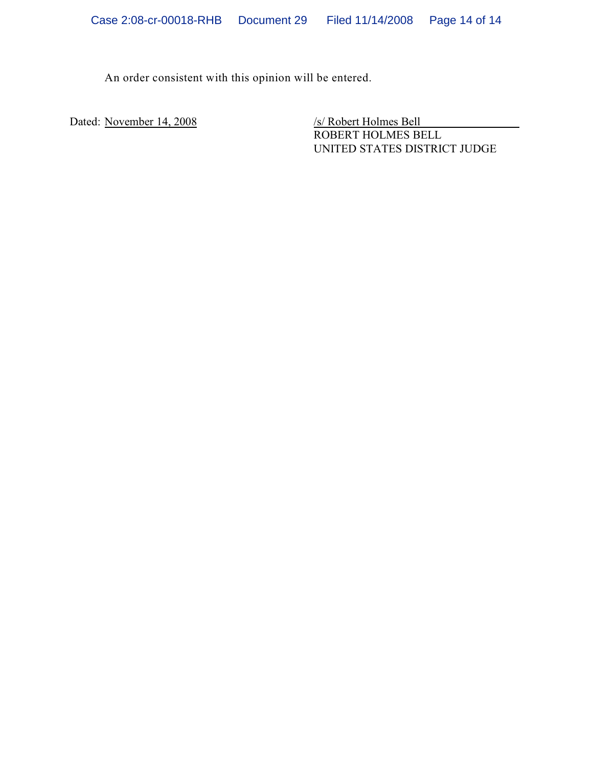An order consistent with this opinion will be entered.

Dated: November 14, 2008

/s/ Robert Holmes Bell
ROBERT HOLMES BELL
UNITED STATES DISTRICT JUDGE